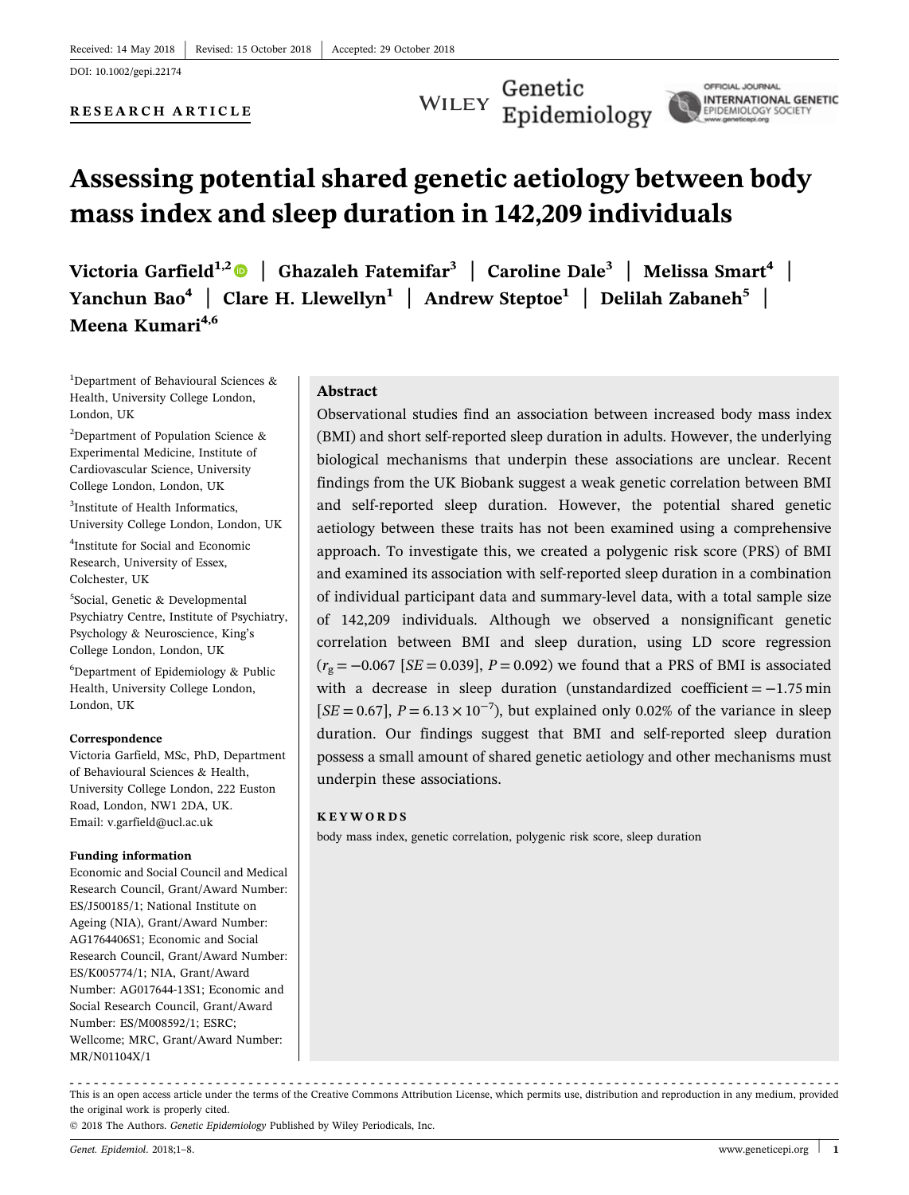Received: 14 May 2018 | Revised: 15 October 2018 | Accepted: 29 October 2018

DOI: 10.1002/gepi.22174

**RESEARCH ARTICLE**

# Assessing potential shared genetic aetiology between body mass index and sleep duration in 142,209 individuals

**Victoria Garfield[1,2] | Ghazaleh Fatemifar[3] | Caroline Dale[3] | Melissa Smart[4] | Yanchun Bao[4] | Clare H. Llewellyn[1] | Andrew Steptoe[1] | Delilah Zabaneh[5] | Meena Kumari[4,6]**

[1]Department of Behavioural Sciences & Health, University College London, London, UK

[2]Department of Population Science & Experimental Medicine, Institute of Cardiovascular Science, University College London, London, UK

[3]Institute of Health Informatics, University College London, London, UK

[4]Institute for Social and Economic Research, University of Essex, Colchester, UK

[5]Social, Genetic & Developmental Psychiatry Centre, Institute of Psychiatry, Psychology & Neuroscience, King's College London, London, UK

[6]Department of Epidemiology & Public Health, University College London, London, UK

**Correspondence**

Victoria Garfield, MSc, PhD, Department of Behavioural Sciences & Health, University College London, 222 Euston Road, London, NW1 2DA, UK.
Email: v.garfield@ucl.ac.uk

**Funding information**

Economic and Social Council and Medical Research Council, Grant/Award Number: ES/J500185/1; National Institute on Ageing (NIA), Grant/Award Number: AG1764406S1; Economic and Social Research Council, Grant/Award Number: ES/K005774/1; NIA, Grant/Award Number: AG017644-13S1; Economic and Social Research Council, Grant/Award Number: ES/M008592/1; ESRC; Wellcome; MRC, Grant/Award Number: MR/N01104X/1

## Abstract

Observational studies find an association between increased body mass index (BMI) and short self-reported sleep duration in adults. However, the underlying biological mechanisms that underpin these associations are unclear. Recent findings from the UK Biobank suggest a weak genetic correlation between BMI and self-reported sleep duration. However, the potential shared genetic aetiology between these traits has not been examined using a comprehensive approach. To investigate this, we created a polygenic risk score (PRS) of BMI and examined its association with self-reported sleep duration in a combination of individual participant data and summary-level data, with a total sample size of 142,209 individuals. Although we observed a nonsignificant genetic correlation between BMI and sleep duration, using LD score regression ($r_g = -0.067$ [$SE = 0.039$], $P = 0.092$) we found that a PRS of BMI is associated with a decrease in sleep duration (unstandardized coefficient $= -1.75$ min [$SE = 0.67$], $P = 6.13 \times 10^{-7}$), but explained only 0.02% of the variance in sleep duration. Our findings suggest that BMI and self-reported sleep duration possess a small amount of shared genetic aetiology and other mechanisms must underpin these associations.

**KEYWORDS**

body mass index, genetic correlation, polygenic risk score, sleep duration

This is an open access article under the terms of the Creative Commons Attribution License, which permits use, distribution and reproduction in any medium, provided the original work is properly cited.

© 2018 The Authors. *Genetic Epidemiology* Published by Wiley Periodicals, Inc.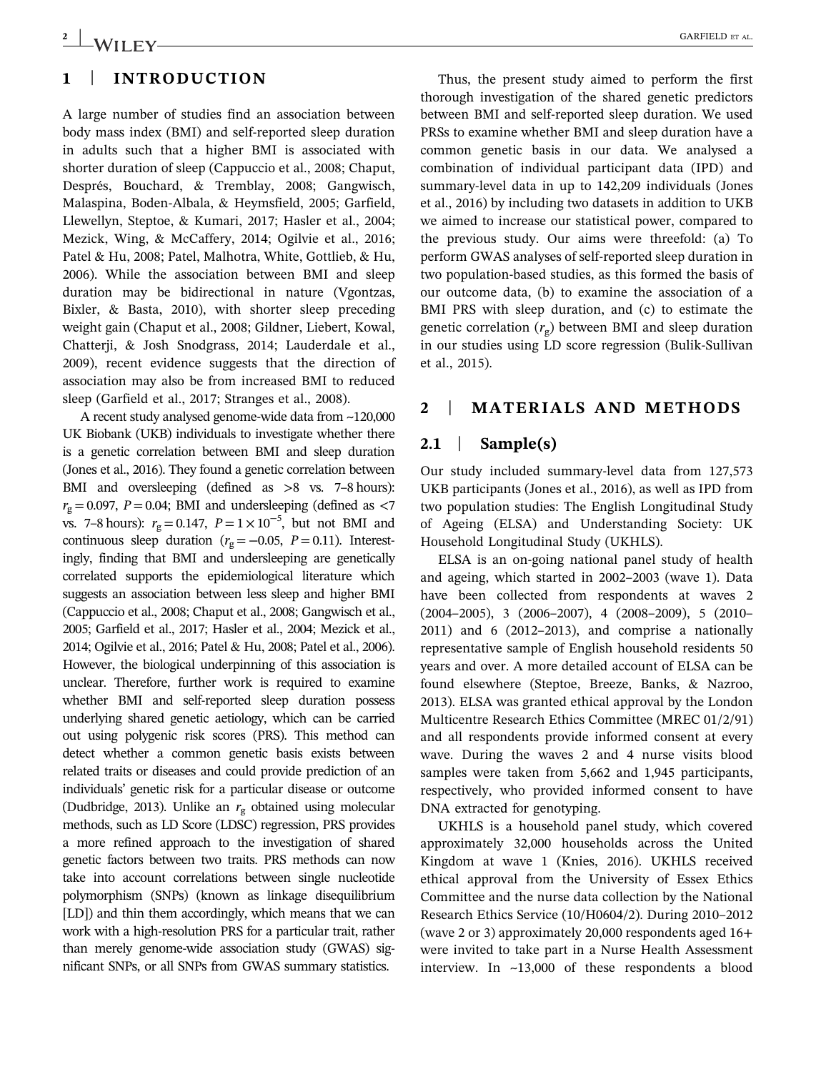## 1 | INTRODUCTION

A large number of studies find an association between body mass index (BMI) and self-reported sleep duration in adults such that a higher BMI is associated with shorter duration of sleep (Cappuccio et al., 2008; Chaput, Després, Bouchard, & Tremblay, 2008; Gangwisch, Malaspina, Boden-Albala, & Heymsfield, 2005; Garfield, Llewellyn, Steptoe, & Kumari, 2017; Hasler et al., 2004; Mezick, Wing, & McCaffery, 2014; Ogilvie et al., 2016; Patel & Hu, 2008; Patel, Malhotra, White, Gottlieb, & Hu, 2006). While the association between BMI and sleep duration may be bidirectional in nature (Vgontzas, Bixler, & Basta, 2010), with shorter sleep preceding weight gain (Chaput et al., 2008; Gildner, Liebert, Kowal, Chatterji, & Josh Snodgrass, 2014; Lauderdale et al., 2009), recent evidence suggests that the direction of association may also be from increased BMI to reduced sleep (Garfield et al., 2017; Stranges et al., 2008).

A recent study analysed genome-wide data from ~120,000 UK Biobank (UKB) individuals to investigate whether there is a genetic correlation between BMI and sleep duration (Jones et al., 2016). They found a genetic correlation between BMI and oversleeping (defined as >8 vs. 7–8 hours): $r_g = 0.097$, $P = 0.04$; BMI and undersleeping (defined as <7 vs. 7–8 hours): $r_g = 0.147$, $P = 1 \times 10^{-5}$, but not BMI and continuous sleep duration ($r_g = -0.05$, $P = 0.11$). Interestingly, finding that BMI and undersleeping are genetically correlated supports the epidemiological literature which suggests an association between less sleep and higher BMI (Cappuccio et al., 2008; Chaput et al., 2008; Gangwisch et al., 2005; Garfield et al., 2017; Hasler et al., 2004; Mezick et al., 2014; Ogilvie et al., 2016; Patel & Hu, 2008; Patel et al., 2006). However, the biological underpinning of this association is unclear. Therefore, further work is required to examine whether BMI and self-reported sleep duration possess underlying shared genetic aetiology, which can be carried out using polygenic risk scores (PRS). This method can detect whether a common genetic basis exists between related traits or diseases and could provide prediction of an individuals' genetic risk for a particular disease or outcome (Dudbridge, 2013). Unlike an $r_g$ obtained using molecular methods, such as LD Score (LDSC) regression, PRS provides a more refined approach to the investigation of shared genetic factors between two traits. PRS methods can now take into account correlations between single nucleotide polymorphism (SNPs) (known as linkage disequilibrium [LD]) and thin them accordingly, which means that we can work with a high-resolution PRS for a particular trait, rather than merely genome-wide association study (GWAS) significant SNPs, or all SNPs from GWAS summary statistics.

Thus, the present study aimed to perform the first thorough investigation of the shared genetic predictors between BMI and self-reported sleep duration. We used PRSs to examine whether BMI and sleep duration have a common genetic basis in our data. We analysed a combination of individual participant data (IPD) and summary-level data in up to 142,209 individuals (Jones et al., 2016) by including two datasets in addition to UKB we aimed to increase our statistical power, compared to the previous study. Our aims were threefold: (a) To perform GWAS analyses of self-reported sleep duration in two population-based studies, as this formed the basis of our outcome data, (b) to examine the association of a BMI PRS with sleep duration, and (c) to estimate the genetic correlation ($r_g$) between BMI and sleep duration in our studies using LD score regression (Bulik-Sullivan et al., 2015).

## 2 | MATERIALS AND METHODS

### 2.1 | Sample(s)

Our study included summary-level data from 127,573 UKB participants (Jones et al., 2016), as well as IPD from two population studies: The English Longitudinal Study of Ageing (ELSA) and Understanding Society: UK Household Longitudinal Study (UKHLS).

ELSA is an on-going national panel study of health and ageing, which started in 2002–2003 (wave 1). Data have been collected from respondents at waves 2 (2004–2005), 3 (2006–2007), 4 (2008–2009), 5 (2010–2011) and 6 (2012–2013), and comprise a nationally representative sample of English household residents 50 years and over. A more detailed account of ELSA can be found elsewhere (Steptoe, Breeze, Banks, & Nazroo, 2013). ELSA was granted ethical approval by the London Multicentre Research Ethics Committee (MREC 01/2/91) and all respondents provide informed consent at every wave. During the waves 2 and 4 nurse visits blood samples were taken from 5,662 and 1,945 participants, respectively, who provided informed consent to have DNA extracted for genotyping.

UKHLS is a household panel study, which covered approximately 32,000 households across the United Kingdom at wave 1 (Knies, 2016). UKHLS received ethical approval from the University of Essex Ethics Committee and the nurse data collection by the National Research Ethics Service (10/H0604/2). During 2010–2012 (wave 2 or 3) approximately 20,000 respondents aged 16+ were invited to take part in a Nurse Health Assessment interview. In ~13,000 of these respondents a blood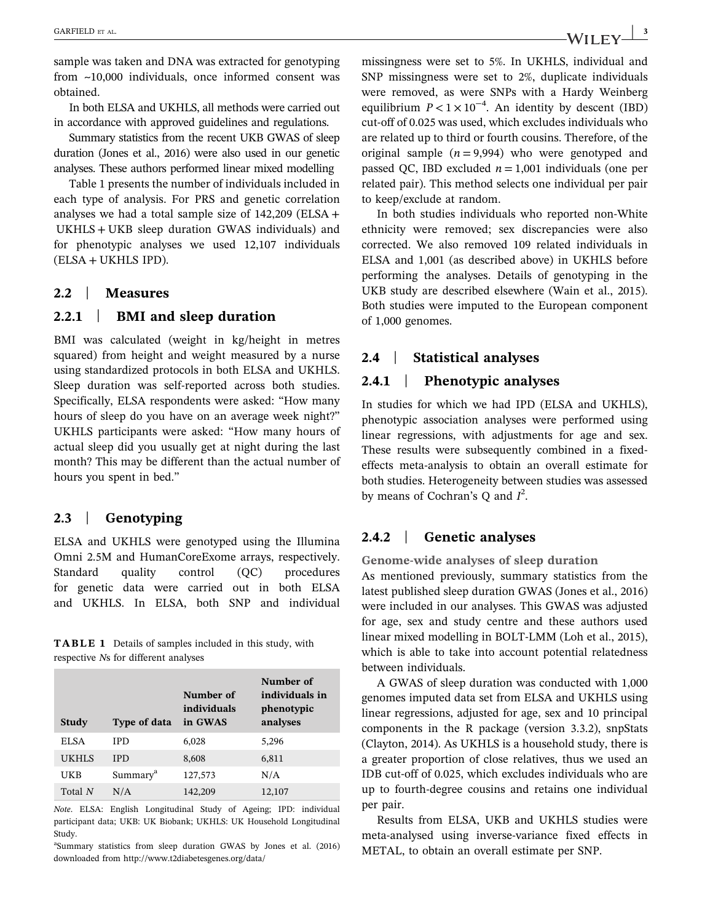sample was taken and DNA was extracted for genotyping from ~10,000 individuals, once informed consent was obtained.

In both ELSA and UKHLS, all methods were carried out in accordance with approved guidelines and regulations.

Summary statistics from the recent UKB GWAS of sleep duration (Jones et al., 2016) were also used in our genetic analyses. These authors performed linear mixed modelling

Table 1 presents the number of individuals included in each type of analysis. For PRS and genetic correlation analyses we had a total sample size of 142,209 (ELSA + UKHLS + UKB sleep duration GWAS individuals) and for phenotypic analyses we used 12,107 individuals (ELSA + UKHLS IPD).

## 2.2 | Measures

### 2.2.1 | BMI and sleep duration

BMI was calculated (weight in kg/height in metres squared) from height and weight measured by a nurse using standardized protocols in both ELSA and UKHLS. Sleep duration was self-reported across both studies. Specifically, ELSA respondents were asked: "How many hours of sleep do you have on an average week night?" UKHLS participants were asked: "How many hours of actual sleep did you usually get at night during the last month? This may be different than the actual number of hours you spent in bed."

## 2.3 | Genotyping

ELSA and UKHLS were genotyped using the Illumina Omni 2.5M and HumanCoreExome arrays, respectively. Standard quality control (QC) procedures for genetic data were carried out in both ELSA and UKHLS. In ELSA, both SNP and individual missingness were set to 5%. In UKHLS, individual and SNP missingness were set to 2%, duplicate individuals were removed, as were SNPs with a Hardy Weinberg equilibrium $P < 1 \times 10^{-4}$. An identity by descent (IBD) cut-off of 0.025 was used, which excludes individuals who are related up to third or fourth cousins. Therefore, of the original sample ($n = 9{,}994$) who were genotyped and passed QC, IBD excluded $n = 1{,}001$ individuals (one per related pair). This method selects one individual per pair to keep/exclude at random.

**TABLE 1** Details of samples included in this study, with respective *N*s for different analyses

| Study | Type of data | Number of individuals in GWAS | Number of individuals in phenotypic analyses |
|---|---|---|---|
| ELSA | IPD | 6,028 | 5,296 |
| UKHLS | IPD | 8,608 | 6,811 |
| UKB | Summary[a] | 127,573 | N/A |
| Total *N* | N/A | 142,209 | 12,107 |

*Note*. ELSA: English Longitudinal Study of Ageing; IPD: individual participant data; UKB: UK Biobank; UKHLS: UK Household Longitudinal Study.

[a]Summary statistics from sleep duration GWAS by Jones et al. (2016) downloaded from http://www.t2diabetesgenes.org/data/

In both studies individuals who reported non-White ethnicity were removed; sex discrepancies were also corrected. We also removed 109 related individuals in ELSA and 1,001 (as described above) in UKHLS before performing the analyses. Details of genotyping in the UKB study are described elsewhere (Wain et al., 2015). Both studies were imputed to the European component of 1,000 genomes.

## 2.4 | Statistical analyses

### 2.4.1 | Phenotypic analyses

In studies for which we had IPD (ELSA and UKHLS), phenotypic association analyses were performed using linear regressions, with adjustments for age and sex. These results were subsequently combined in a fixed-effects meta-analysis to obtain an overall estimate for both studies. Heterogeneity between studies was assessed by means of Cochran's Q and $I^2$.

### 2.4.2 | Genetic analyses

#### Genome-wide analyses of sleep duration

As mentioned previously, summary statistics from the latest published sleep duration GWAS (Jones et al., 2016) were included in our analyses. This GWAS was adjusted for age, sex and study centre and these authors used linear mixed modelling in BOLT-LMM (Loh et al., 2015), which is able to take into account potential relatedness between individuals.

A GWAS of sleep duration was conducted with 1,000 genomes imputed data set from ELSA and UKHLS using linear regressions, adjusted for age, sex and 10 principal components in the R package (version 3.3.2), snpStats (Clayton, 2014). As UKHLS is a household study, there is a greater proportion of close relatives, thus we used an IDB cut-off of 0.025, which excludes individuals who are up to fourth-degree cousins and retains one individual per pair.

Results from ELSA, UKB and UKHLS studies were meta-analysed using inverse-variance fixed effects in METAL, to obtain an overall estimate per SNP.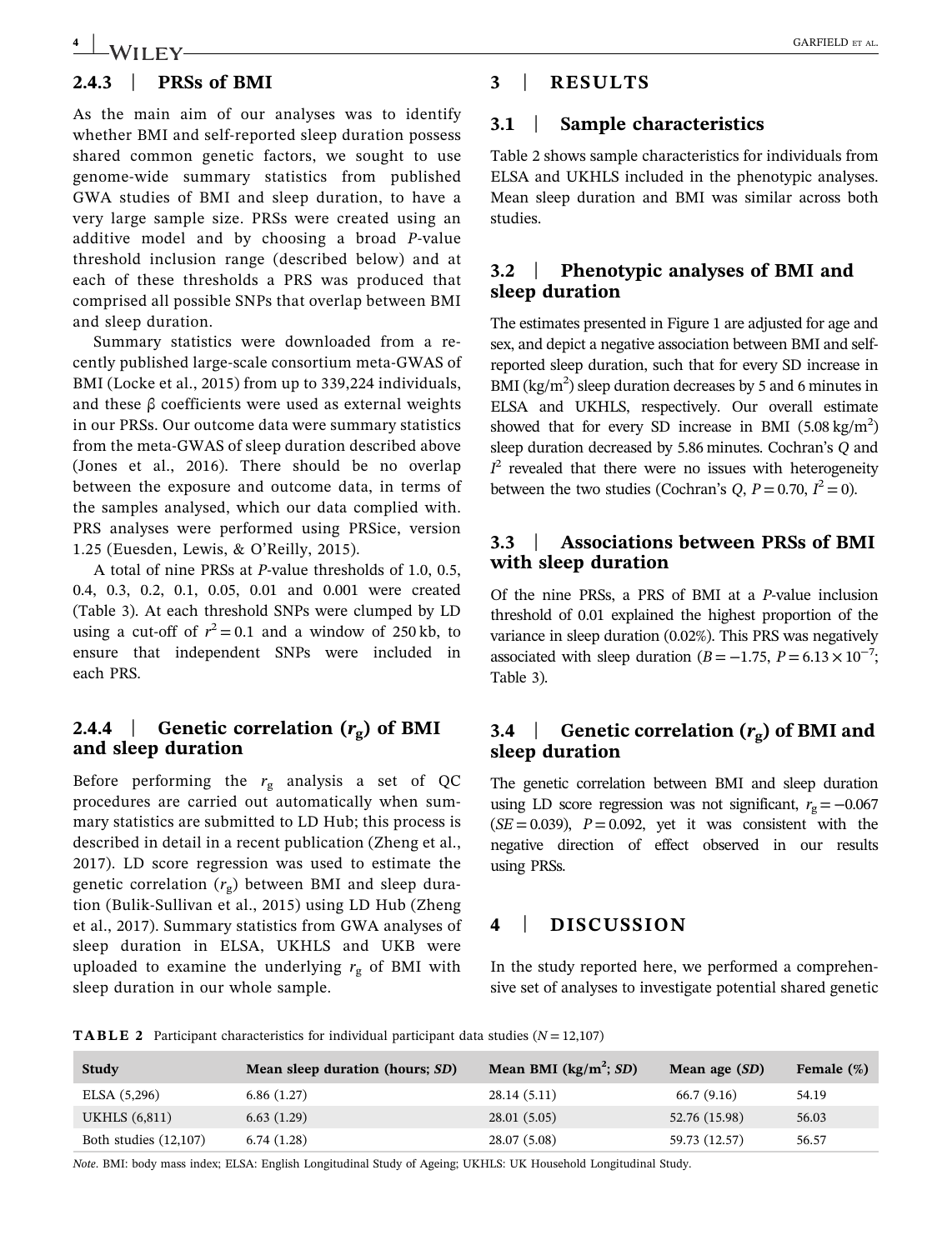### 2.4.3 | PRSs of BMI

As the main aim of our analyses was to identify whether BMI and self-reported sleep duration possess shared common genetic factors, we sought to use genome-wide summary statistics from published GWA studies of BMI and sleep duration, to have a very large sample size. PRSs were created using an additive model and by choosing a broad *P*-value threshold inclusion range (described below) and at each of these thresholds a PRS was produced that comprised all possible SNPs that overlap between BMI and sleep duration.

Summary statistics were downloaded from a recently published large-scale consortium meta-GWAS of BMI (Locke et al., 2015) from up to 339,224 individuals, and these β coefficients were used as external weights in our PRSs. Our outcome data were summary statistics from the meta-GWAS of sleep duration described above (Jones et al., 2016). There should be no overlap between the exposure and outcome data, in terms of the samples analysed, which our data complied with. PRS analyses were performed using PRSice, version 1.25 (Euesden, Lewis, & O'Reilly, 2015).

A total of nine PRSs at *P*-value thresholds of 1.0, 0.5, 0.4, 0.3, 0.2, 0.1, 0.05, 0.01 and 0.001 were created (Table 3). At each threshold SNPs were clumped by LD using a cut-off of $r^2 = 0.1$ and a window of 250 kb, to ensure that independent SNPs were included in each PRS.

### 2.4.4 | Genetic correlation ($r_g$) of BMI and sleep duration

Before performing the $r_g$ analysis a set of QC procedures are carried out automatically when summary statistics are submitted to LD Hub; this process is described in detail in a recent publication (Zheng et al., 2017). LD score regression was used to estimate the genetic correlation ($r_g$) between BMI and sleep duration (Bulik-Sullivan et al., 2015) using LD Hub (Zheng et al., 2017). Summary statistics from GWA analyses of sleep duration in ELSA, UKHLS and UKB were uploaded to examine the underlying $r_g$ of BMI with sleep duration in our whole sample.

## 3 | RESULTS

### 3.1 | Sample characteristics

Table 2 shows sample characteristics for individuals from ELSA and UKHLS included in the phenotypic analyses. Mean sleep duration and BMI was similar across both studies.

### 3.2 | Phenotypic analyses of BMI and sleep duration

The estimates presented in Figure 1 are adjusted for age and sex, and depict a negative association between BMI and self-reported sleep duration, such that for every SD increase in BMI (kg/m$^2$) sleep duration decreases by 5 and 6 minutes in ELSA and UKHLS, respectively. Our overall estimate showed that for every SD increase in BMI (5.08 kg/m$^2$) sleep duration decreased by 5.86 minutes. Cochran's *Q* and $I^2$ revealed that there were no issues with heterogeneity between the two studies (Cochran's *Q*, $P = 0.70$, $I^2 = 0$).

### 3.3 | Associations between PRSs of BMI with sleep duration

Of the nine PRSs, a PRS of BMI at a *P*-value inclusion threshold of 0.01 explained the highest proportion of the variance in sleep duration (0.02%). This PRS was negatively associated with sleep duration ($B = -1.75$, $P = 6.13 \times 10^{-7}$; Table 3).

### 3.4 | Genetic correlation ($r_g$) of BMI and sleep duration

The genetic correlation between BMI and sleep duration using LD score regression was not significant, $r_g = -0.067$ ($SE = 0.039$), $P = 0.092$, yet it was consistent with the negative direction of effect observed in our results using PRSs.

## 4 | DISCUSSION

In the study reported here, we performed a comprehensive set of analyses to investigate potential shared genetic

**TABLE 2** Participant characteristics for individual participant data studies ($N = 12{,}107$)

| Study | Mean sleep duration (hours; *SD*) | Mean BMI (kg/m$^2$; *SD*) | Mean age (*SD*) | Female (%) |
|---|---|---|---|---|
| ELSA (5,296) | 6.86 (1.27) | 28.14 (5.11) | 66.7 (9.16) | 54.19 |
| UKHLS (6,811) | 6.63 (1.29) | 28.01 (5.05) | 52.76 (15.98) | 56.03 |
| Both studies (12,107) | 6.74 (1.28) | 28.07 (5.08) | 59.73 (12.57) | 56.57 |

*Note*. BMI: body mass index; ELSA: English Longitudinal Study of Ageing; UKHLS: UK Household Longitudinal Study.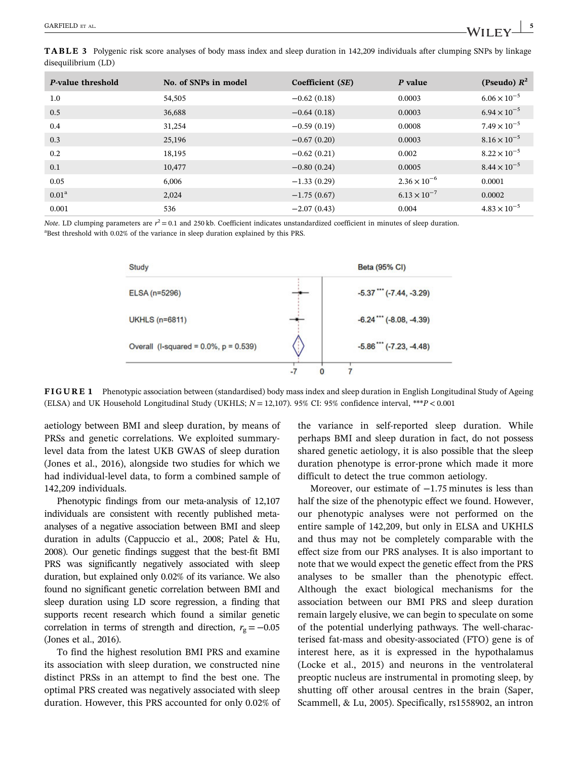**TABLE 3** Polygenic risk score analyses of body mass index and sleep duration in 142,209 individuals after clumping SNPs by linkage disequilibrium (LD)

| *P*-value threshold | No. of SNPs in model | Coefficient (*SE*) | *P* value | (Pseudo) $R^2$ |
|---|---|---|---|---|
| 1.0 | 54,505 | −0.62 (0.18) | 0.0003 | $6.06 \times 10^{-5}$ |
| 0.5 | 36,688 | −0.64 (0.18) | 0.0003 | $6.94 \times 10^{-5}$ |
| 0.4 | 31,254 | −0.59 (0.19) | 0.0008 | $7.49 \times 10^{-5}$ |
| 0.3 | 25,196 | −0.67 (0.20) | 0.0003 | $8.16 \times 10^{-5}$ |
| 0.2 | 18,195 | −0.62 (0.21) | 0.002 | $8.22 \times 10^{-5}$ |
| 0.1 | 10,477 | −0.80 (0.24) | 0.0005 | $8.44 \times 10^{-5}$ |
| 0.05 | 6,006 | −1.33 (0.29) | $2.36 \times 10^{-6}$ | 0.0001 |
| 0.01[a] | 2,024 | −1.75 (0.67) | $6.13 \times 10^{-7}$ | 0.0002 |
| 0.001 | 536 | −2.07 (0.43) | 0.004 | $4.83 \times 10^{-5}$ |

*Note*. LD clumping parameters are $r^2 = 0.1$ and 250 kb. Coefficient indicates unstandardized coefficient in minutes of sleep duration.
[a]Best threshold with 0.02% of the variance in sleep duration explained by this PRS.

| Study | Beta (95% CI) |
|---|---|
| ELSA (n=5296) | -5.37*** (-7.44, -3.29) |
| UKHLS (n=6811) | -6.24*** (-8.08, -4.39) |
| Overall (I-squared = 0.0%, p = 0.539) | -5.86*** (-7.23, -4.48) |

**FIGURE 1** Phenotypic association between (standardised) body mass index and sleep duration in English Longitudinal Study of Ageing (ELSA) and UK Household Longitudinal Study (UKHLS; $N = 12{,}107$). 95% CI: 95% confidence interval, ***$P < 0.001$

aetiology between BMI and sleep duration, by means of PRSs and genetic correlations. We exploited summary-level data from the latest UKB GWAS of sleep duration (Jones et al., 2016), alongside two studies for which we had individual-level data, to form a combined sample of 142,209 individuals.

Phenotypic findings from our meta-analysis of 12,107 individuals are consistent with recently published meta-analyses of a negative association between BMI and sleep duration in adults (Cappuccio et al., 2008; Patel & Hu, 2008). Our genetic findings suggest that the best-fit BMI PRS was significantly negatively associated with sleep duration, but explained only 0.02% of its variance. We also found no significant genetic correlation between BMI and sleep duration using LD score regression, a finding that supports recent research which found a similar genetic correlation in terms of strength and direction, $r_g = -0.05$ (Jones et al., 2016).

To find the highest resolution BMI PRS and examine its association with sleep duration, we constructed nine distinct PRSs in an attempt to find the best one. The optimal PRS created was negatively associated with sleep duration. However, this PRS accounted for only 0.02% of the variance in self-reported sleep duration. While perhaps BMI and sleep duration in fact, do not possess shared genetic aetiology, it is also possible that the sleep duration phenotype is error-prone which made it more difficult to detect the true common aetiology.

Moreover, our estimate of −1.75 minutes is less than half the size of the phenotypic effect we found. However, our phenotypic analyses were not performed on the entire sample of 142,209, but only in ELSA and UKHLS and thus may not be completely comparable with the effect size from our PRS analyses. It is also important to note that we would expect the genetic effect from the PRS analyses to be smaller than the phenotypic effect. Although the exact biological mechanisms for the association between our BMI PRS and sleep duration remain largely elusive, we can begin to speculate on some of the potential underlying pathways. The well-characterised fat-mass and obesity-associated (FTO) gene is of interest here, as it is expressed in the hypothalamus (Locke et al., 2015) and neurons in the ventrolateral preoptic nucleus are instrumental in promoting sleep, by shutting off other arousal centres in the brain (Saper, Scammell, & Lu, 2005). Specifically, rs1558902, an intron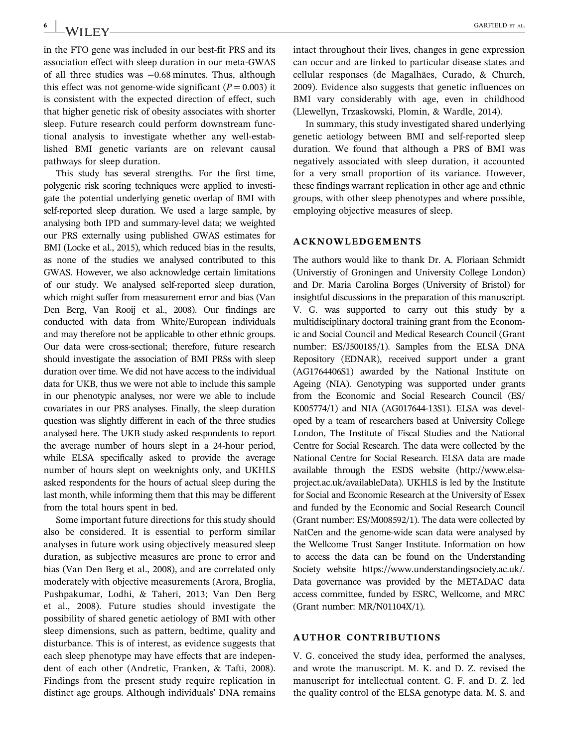in the FTO gene was included in our best-fit PRS and its association effect with sleep duration in our meta-GWAS of all three studies was −0.68 minutes. Thus, although this effect was not genome-wide significant ($P = 0.003$) it is consistent with the expected direction of effect, such that higher genetic risk of obesity associates with shorter sleep. Future research could perform downstream functional analysis to investigate whether any well-established BMI genetic variants are on relevant causal pathways for sleep duration.

This study has several strengths. For the first time, polygenic risk scoring techniques were applied to investigate the potential underlying genetic overlap of BMI with self-reported sleep duration. We used a large sample, by analysing both IPD and summary-level data; we weighted our PRS externally using published GWAS estimates for BMI (Locke et al., 2015), which reduced bias in the results, as none of the studies we analysed contributed to this GWAS. However, we also acknowledge certain limitations of our study. We analysed self-reported sleep duration, which might suffer from measurement error and bias (Van Den Berg, Van Rooij et al., 2008). Our findings are conducted with data from White/European individuals and may therefore not be applicable to other ethnic groups. Our data were cross-sectional; therefore, future research should investigate the association of BMI PRSs with sleep duration over time. We did not have access to the individual data for UKB, thus we were not able to include this sample in our phenotypic analyses, nor were we able to include covariates in our PRS analyses. Finally, the sleep duration question was slightly different in each of the three studies analysed here. The UKB study asked respondents to report the average number of hours slept in a 24-hour period, while ELSA specifically asked to provide the average number of hours slept on weeknights only, and UKHLS asked respondents for the hours of actual sleep during the last month, while informing them that this may be different from the total hours spent in bed.

Some important future directions for this study should also be considered. It is essential to perform similar analyses in future work using objectively measured sleep duration, as subjective measures are prone to error and bias (Van Den Berg et al., 2008), and are correlated only moderately with objective measurements (Arora, Broglia, Pushpakumar, Lodhi, & Taheri, 2013; Van Den Berg et al., 2008). Future studies should investigate the possibility of shared genetic aetiology of BMI with other sleep dimensions, such as pattern, bedtime, quality and disturbance. This is of interest, as evidence suggests that each sleep phenotype may have effects that are independent of each other (Andretic, Franken, & Tafti, 2008). Findings from the present study require replication in distinct age groups. Although individuals' DNA remains intact throughout their lives, changes in gene expression can occur and are linked to particular disease states and cellular responses (de Magalhães, Curado, & Church, 2009). Evidence also suggests that genetic influences on BMI vary considerably with age, even in childhood (Llewellyn, Trzaskowski, Plomin, & Wardle, 2014).

In summary, this study investigated shared underlying genetic aetiology between BMI and self-reported sleep duration. We found that although a PRS of BMI was negatively associated with sleep duration, it accounted for a very small proportion of its variance. However, these findings warrant replication in other age and ethnic groups, with other sleep phenotypes and where possible, employing objective measures of sleep.

## ACKNOWLEDGEMENTS

The authors would like to thank Dr. A. Floriaan Schmidt (Universtiy of Groningen and University College London) and Dr. Maria Carolina Borges (University of Bristol) for insightful discussions in the preparation of this manuscript. V. G. was supported to carry out this study by a multidisciplinary doctoral training grant from the Economic and Social Council and Medical Research Council (Grant number: ES/J500185/1). Samples from the ELSA DNA Repository (EDNAR), received support under a grant (AG1764406S1) awarded by the National Institute on Ageing (NIA). Genotyping was supported under grants from the Economic and Social Research Council (ES/K005774/1) and NIA (AG017644-13S1). ELSA was developed by a team of researchers based at University College London, The Institute of Fiscal Studies and the National Centre for Social Research. The data were collected by the National Centre for Social Research. ELSA data are made available through the ESDS website (http://www.elsa-project.ac.uk/availableData). UKHLS is led by the Institute for Social and Economic Research at the University of Essex and funded by the Economic and Social Research Council (Grant number: ES/M008592/1). The data were collected by NatCen and the genome-wide scan data were analysed by the Wellcome Trust Sanger Institute. Information on how to access the data can be found on the Understanding Society website https://www.understandingsociety.ac.uk/. Data governance was provided by the METADAC data access committee, funded by ESRC, Wellcome, and MRC (Grant number: MR/N01104X/1).

## AUTHOR CONTRIBUTIONS

V. G. conceived the study idea, performed the analyses, and wrote the manuscript. M. K. and D. Z. revised the manuscript for intellectual content. G. F. and D. Z. led the quality control of the ELSA genotype data. M. S. and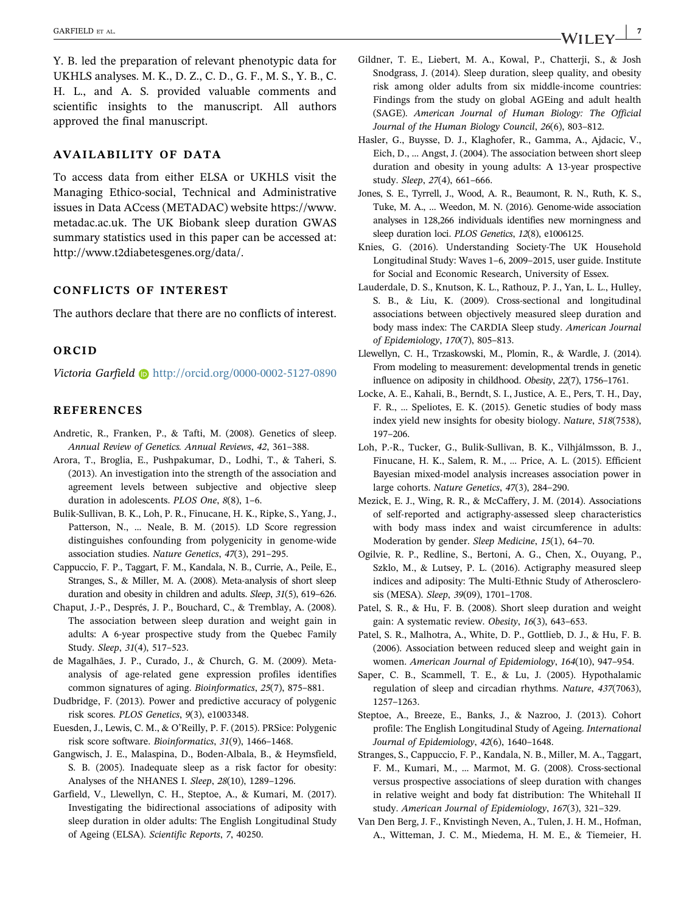Y. B. led the preparation of relevant phenotypic data for UKHLS analyses. M. K., D. Z., C. D., G. F., M. S., Y. B., C. H. L., and A. S. provided valuable comments and scientific insights to the manuscript. All authors approved the final manuscript.

## AVAILABILITY OF DATA

To access data from either ELSA or UKHLS visit the Managing Ethico-social, Technical and Administrative issues in Data ACcess (METADAC) website https://www.metadac.ac.uk. The UK Biobank sleep duration GWAS summary statistics used in this paper can be accessed at: http://www.t2diabetesgenes.org/data/.

## CONFLICTS OF INTEREST

The authors declare that there are no conflicts of interest.

## ORCID

*Victoria Garfield* http://orcid.org/0000-0002-5127-0890

## REFERENCES

Andretic, R., Franken, P., & Tafti, M. (2008). Genetics of sleep. *Annual Review of Genetics. Annual Reviews*, *42*, 361–388.

Arora, T., Broglia, E., Pushpakumar, D., Lodhi, T., & Taheri, S. (2013). An investigation into the strength of the association and agreement levels between subjective and objective sleep duration in adolescents. *PLOS One*, *8*(8), 1–6.

Bulik-Sullivan, B. K., Loh, P. R., Finucane, H. K., Ripke, S., Yang, J., Patterson, N., … Neale, B. M. (2015). LD Score regression distinguishes confounding from polygenicity in genome-wide association studies. *Nature Genetics*, *47*(3), 291–295.

Cappuccio, F. P., Taggart, F. M., Kandala, N. B., Currie, A., Peile, E., Stranges, S., & Miller, M. A. (2008). Meta-analysis of short sleep duration and obesity in children and adults. *Sleep*, *31*(5), 619–626.

Chaput, J.-P., Després, J. P., Bouchard, C., & Tremblay, A. (2008). The association between sleep duration and weight gain in adults: A 6-year prospective study from the Quebec Family Study. *Sleep*, *31*(4), 517–523.

de Magalhães, J. P., Curado, J., & Church, G. M. (2009). Meta-analysis of age-related gene expression profiles identifies common signatures of aging. *Bioinformatics*, *25*(7), 875–881.

Dudbridge, F. (2013). Power and predictive accuracy of polygenic risk scores. *PLOS Genetics*, *9*(3), e1003348.

Euesden, J., Lewis, C. M., & O'Reilly, P. F. (2015). PRSice: Polygenic risk score software. *Bioinformatics*, *31*(9), 1466–1468.

Gangwisch, J. E., Malaspina, D., Boden-Albala, B., & Heymsfield, S. B. (2005). Inadequate sleep as a risk factor for obesity: Analyses of the NHANES I. *Sleep*, *28*(10), 1289–1296.

Garfield, V., Llewellyn, C. H., Steptoe, A., & Kumari, M. (2017). Investigating the bidirectional associations of adiposity with sleep duration in older adults: The English Longitudinal Study of Ageing (ELSA). *Scientific Reports*, *7*, 40250.

Gildner, T. E., Liebert, M. A., Kowal, P., Chatterji, S., & Josh Snodgrass, J. (2014). Sleep duration, sleep quality, and obesity risk among older adults from six middle-income countries: Findings from the study on global AGEing and adult health (SAGE). *American Journal of Human Biology: The Official Journal of the Human Biology Council*, *26*(6), 803–812.

Hasler, G., Buysse, D. J., Klaghofer, R., Gamma, A., Ajdacic, V., Eich, D., … Angst, J. (2004). The association between short sleep duration and obesity in young adults: A 13-year prospective study. *Sleep*, *27*(4), 661–666.

Jones, S. E., Tyrrell, J., Wood, A. R., Beaumont, R. N., Ruth, K. S., Tuke, M. A., … Weedon, M. N. (2016). Genome-wide association analyses in 128,266 individuals identifies new morningness and sleep duration loci. *PLOS Genetics*, *12*(8), e1006125.

Knies, G. (2016). Understanding Society-The UK Household Longitudinal Study: Waves 1–6, 2009–2015, user guide. Institute for Social and Economic Research, University of Essex.

Lauderdale, D. S., Knutson, K. L., Rathouz, P. J., Yan, L. L., Hulley, S. B., & Liu, K. (2009). Cross-sectional and longitudinal associations between objectively measured sleep duration and body mass index: The CARDIA Sleep study. *American Journal of Epidemiology*, *170*(7), 805–813.

Llewellyn, C. H., Trzaskowski, M., Plomin, R., & Wardle, J. (2014). From modeling to measurement: developmental trends in genetic influence on adiposity in childhood. *Obesity*, *22*(7), 1756–1761.

Locke, A. E., Kahali, B., Berndt, S. I., Justice, A. E., Pers, T. H., Day, F. R., … Speliotes, E. K. (2015). Genetic studies of body mass index yield new insights for obesity biology. *Nature*, *518*(7538), 197–206.

Loh, P.-R., Tucker, G., Bulik-Sullivan, B. K., Vilhjálmsson, B. J., Finucane, H. K., Salem, R. M., … Price, A. L. (2015). Efficient Bayesian mixed-model analysis increases association power in large cohorts. *Nature Genetics*, *47*(3), 284–290.

Mezick, E. J., Wing, R. R., & McCaffery, J. M. (2014). Associations of self-reported and actigraphy-assessed sleep characteristics with body mass index and waist circumference in adults: Moderation by gender. *Sleep Medicine*, *15*(1), 64–70.

Ogilvie, R. P., Redline, S., Bertoni, A. G., Chen, X., Ouyang, P., Szklo, M., & Lutsey, P. L. (2016). Actigraphy measured sleep indices and adiposity: The Multi-Ethnic Study of Atherosclerosis (MESA). *Sleep*, *39*(09), 1701–1708.

Patel, S. R., & Hu, F. B. (2008). Short sleep duration and weight gain: A systematic review. *Obesity*, *16*(3), 643–653.

Patel, S. R., Malhotra, A., White, D. P., Gottlieb, D. J., & Hu, F. B. (2006). Association between reduced sleep and weight gain in women. *American Journal of Epidemiology*, *164*(10), 947–954.

Saper, C. B., Scammell, T. E., & Lu, J. (2005). Hypothalamic regulation of sleep and circadian rhythms. *Nature*, *437*(7063), 1257–1263.

Steptoe, A., Breeze, E., Banks, J., & Nazroo, J. (2013). Cohort profile: The English Longitudinal Study of Ageing. *International Journal of Epidemiology*, *42*(6), 1640–1648.

Stranges, S., Cappuccio, F. P., Kandala, N. B., Miller, M. A., Taggart, F. M., Kumari, M., … Marmot, M. G. (2008). Cross-sectional versus prospective associations of sleep duration with changes in relative weight and body fat distribution: The Whitehall II study. *American Journal of Epidemiology*, *167*(3), 321–329.

Van Den Berg, J. F., Knvistingh Neven, A., Tulen, J. H. M., Hofman, A., Witteman, J. C. M., Miedema, H. M. E., & Tiemeier, H.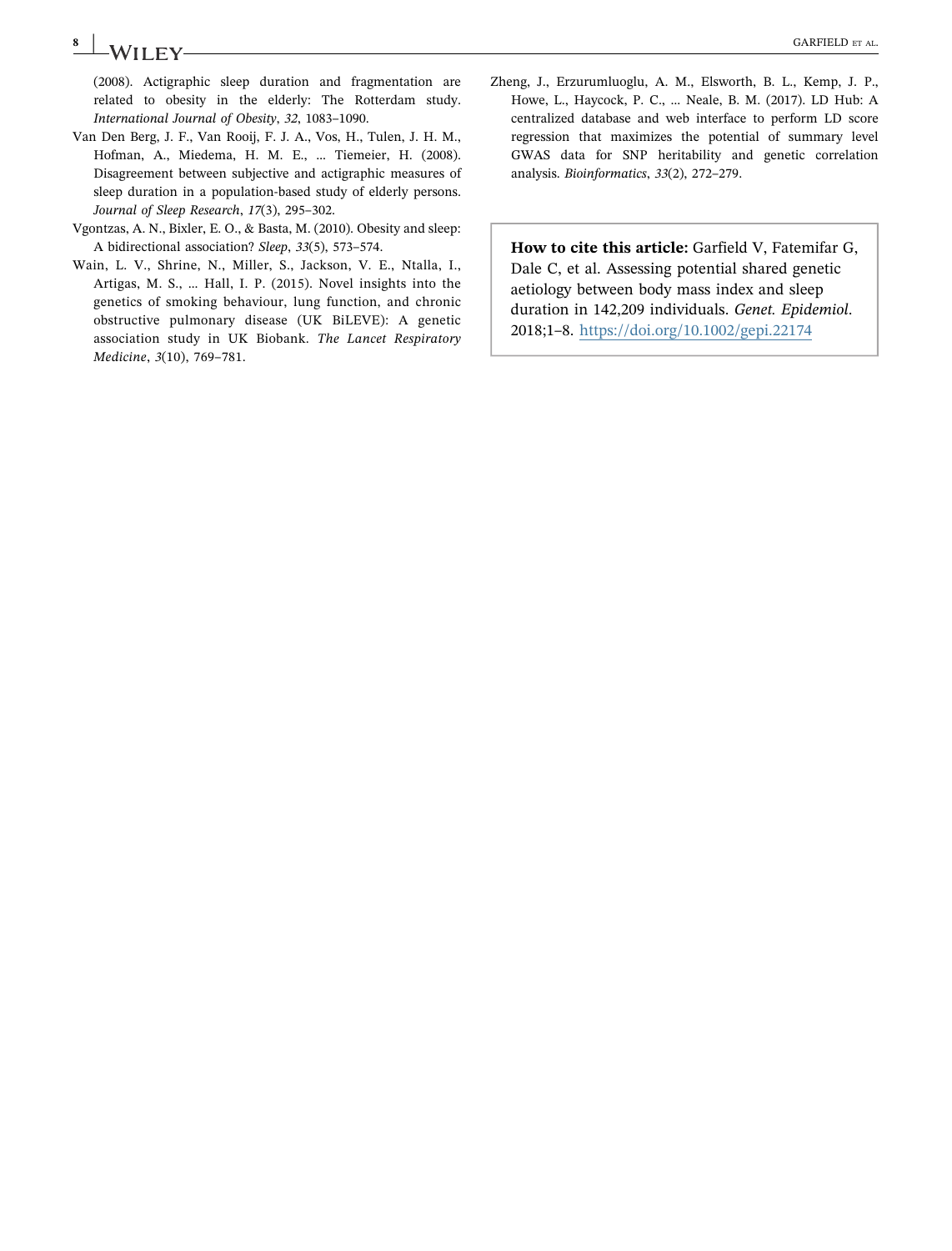(2008). Actigraphic sleep duration and fragmentation are related to obesity in the elderly: The Rotterdam study. *International Journal of Obesity*, *32*, 1083–1090.

Van Den Berg, J. F., Van Rooij, F. J. A., Vos, H., Tulen, J. H. M., Hofman, A., Miedema, H. M. E., ... Tiemeier, H. (2008). Disagreement between subjective and actigraphic measures of sleep duration in a population-based study of elderly persons. *Journal of Sleep Research*, *17*(3), 295–302.

Vgontzas, A. N., Bixler, E. O., & Basta, M. (2010). Obesity and sleep: A bidirectional association? *Sleep*, *33*(5), 573–574.

Wain, L. V., Shrine, N., Miller, S., Jackson, V. E., Ntalla, I., Artigas, M. S., ... Hall, I. P. (2015). Novel insights into the genetics of smoking behaviour, lung function, and chronic obstructive pulmonary disease (UK BiLEVE): A genetic association study in UK Biobank. *The Lancet Respiratory Medicine*, *3*(10), 769–781.

Zheng, J., Erzurumluoglu, A. M., Elsworth, B. L., Kemp, J. P., Howe, L., Haycock, P. C., ... Neale, B. M. (2017). LD Hub: A centralized database and web interface to perform LD score regression that maximizes the potential of summary level GWAS data for SNP heritability and genetic correlation analysis. *Bioinformatics*, *33*(2), 272–279.

**How to cite this article:** Garfield V, Fatemifar G, Dale C, et al. Assessing potential shared genetic aetiology between body mass index and sleep duration in 142,209 individuals. *Genet. Epidemiol*. 2018;1–8. https://doi.org/10.1002/gepi.22174